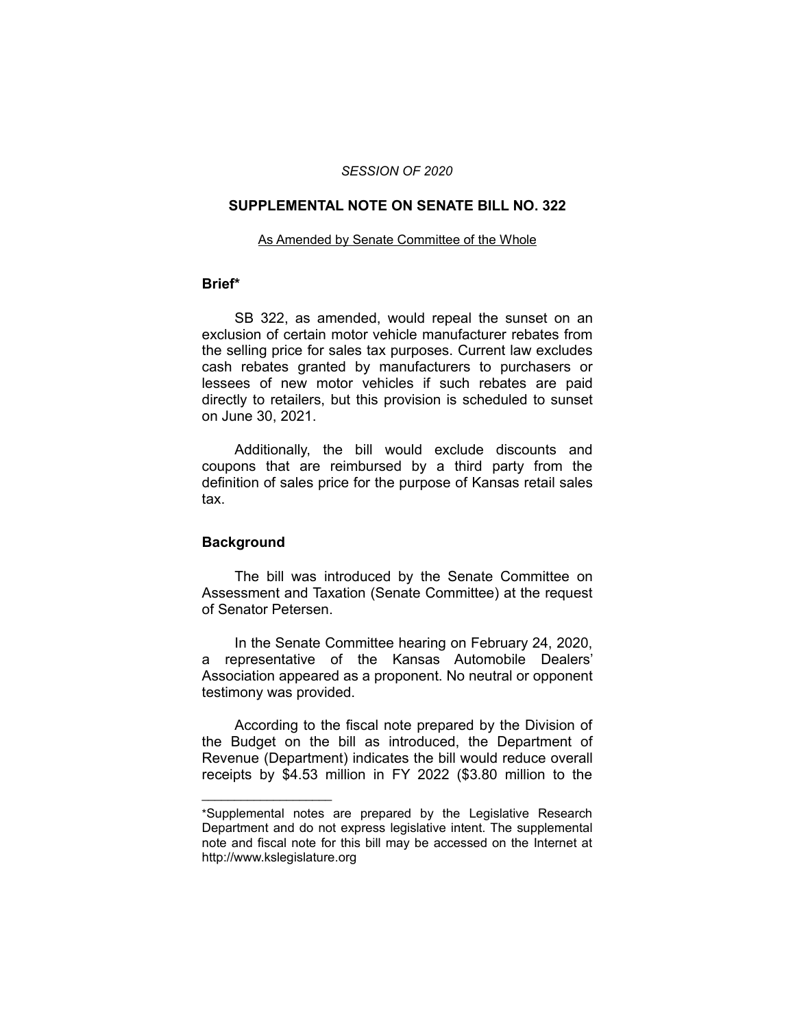*SESSION OF 2020*

## SUPPLEMENTAL NOTE ON SENATE BILL NO. 322

As Amended by Senate Committee of the Whole

### Brief*

SB 322, as amended, would repeal the sunset on an exclusion of certain motor vehicle manufacturer rebates from the selling price for sales tax purposes. Current law excludes cash rebates granted by manufacturers to purchasers or lessees of new motor vehicles if such rebates are paid directly to retailers, but this provision is scheduled to sunset on June 30, 2021.

Additionally, the bill would exclude discounts and coupons that are reimbursed by a third party from the definition of sales price for the purpose of Kansas retail sales tax.

### Background

The bill was introduced by the Senate Committee on Assessment and Taxation (Senate Committee) at the request of Senator Petersen.

In the Senate Committee hearing on February 24, 2020, a representative of the Kansas Automobile Dealers' Association appeared as a proponent. No neutral or opponent testimony was provided.

According to the fiscal note prepared by the Division of the Budget on the bill as introduced, the Department of Revenue (Department) indicates the bill would reduce overall receipts by $4.53 million in FY 2022 ($3.80 million to the

---

*Supplemental notes are prepared by the Legislative Research Department and do not express legislative intent. The supplemental note and fiscal note for this bill may be accessed on the Internet at http://www.kslegislature.org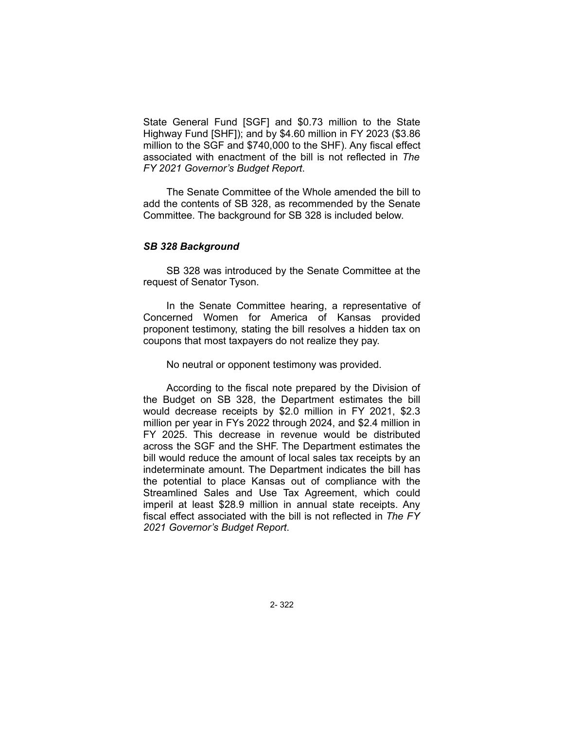State General Fund [SGF] and $0.73 million to the State Highway Fund [SHF]); and by $4.60 million in FY 2023 ($3.86 million to the SGF and $740,000 to the SHF). Any fiscal effect associated with enactment of the bill is not reflected in *The FY 2021 Governor's Budget Report*.

The Senate Committee of the Whole amended the bill to add the contents of SB 328, as recommended by the Senate Committee. The background for SB 328 is included below.

### *SB 328 Background*

SB 328 was introduced by the Senate Committee at the request of Senator Tyson.

In the Senate Committee hearing, a representative of Concerned Women for America of Kansas provided proponent testimony, stating the bill resolves a hidden tax on coupons that most taxpayers do not realize they pay.

No neutral or opponent testimony was provided.

According to the fiscal note prepared by the Division of the Budget on SB 328, the Department estimates the bill would decrease receipts by $2.0 million in FY 2021, $2.3 million per year in FYs 2022 through 2024, and $2.4 million in FY 2025. This decrease in revenue would be distributed across the SGF and the SHF. The Department estimates the bill would reduce the amount of local sales tax receipts by an indeterminate amount. The Department indicates the bill has the potential to place Kansas out of compliance with the Streamlined Sales and Use Tax Agreement, which could imperil at least $28.9 million in annual state receipts. Any fiscal effect associated with the bill is not reflected in *The FY 2021 Governor's Budget Report*.